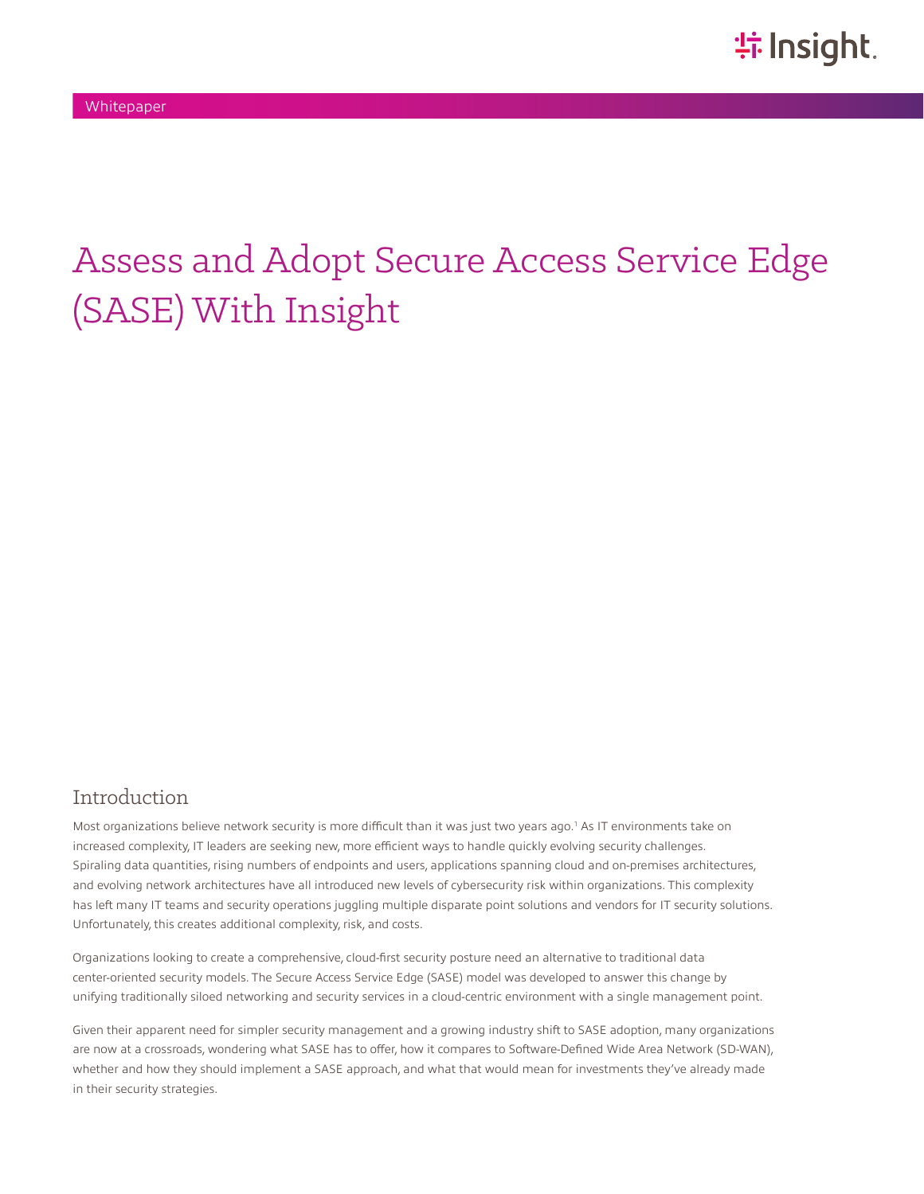Whitepaper

# Assess and Adopt Secure Access Service Edge (SASE) With Insight

## Introduction

Most organizations believe network security is more difficult than it was just two years ago.[1] As IT environments take on increased complexity, IT leaders are seeking new, more efficient ways to handle quickly evolving security challenges. Spiraling data quantities, rising numbers of endpoints and users, applications spanning cloud and on-premises architectures, and evolving network architectures have all introduced new levels of cybersecurity risk within organizations. This complexity has left many IT teams and security operations juggling multiple disparate point solutions and vendors for IT security solutions. Unfortunately, this creates additional complexity, risk, and costs.

Organizations looking to create a comprehensive, cloud-first security posture need an alternative to traditional data center-oriented security models. The Secure Access Service Edge (SASE) model was developed to answer this change by unifying traditionally siloed networking and security services in a cloud-centric environment with a single management point.

Given their apparent need for simpler security management and a growing industry shift to SASE adoption, many organizations are now at a crossroads, wondering what SASE has to offer, how it compares to Software-Defined Wide Area Network (SD-WAN), whether and how they should implement a SASE approach, and what that would mean for investments they've already made in their security strategies.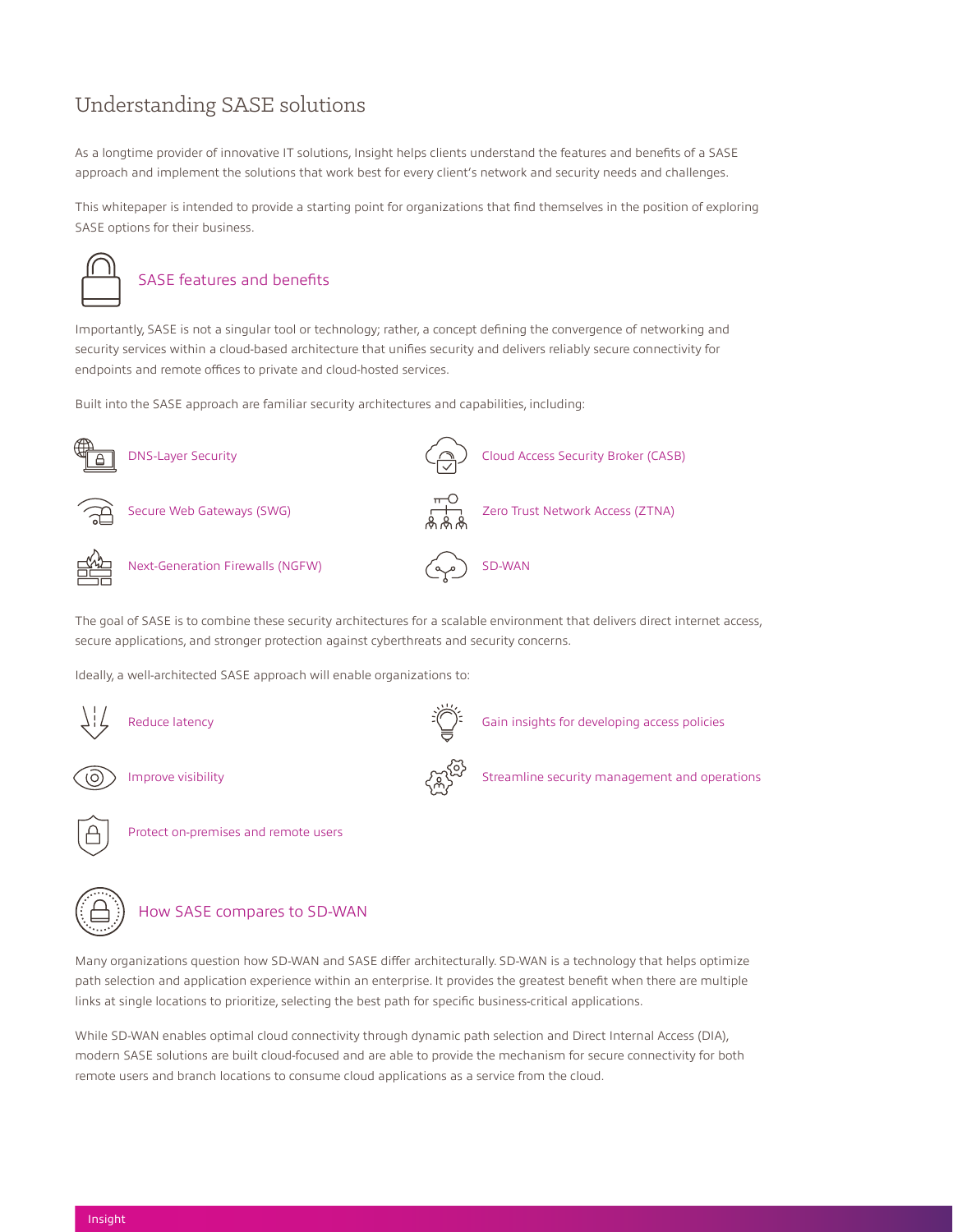# Understanding SASE solutions

As a longtime provider of innovative IT solutions, Insight helps clients understand the features and benefits of a SASE approach and implement the solutions that work best for every client's network and security needs and challenges.

This whitepaper is intended to provide a starting point for organizations that find themselves in the position of exploring SASE options for their business.

## SASE features and benefits

Importantly, SASE is not a singular tool or technology; rather, a concept defining the convergence of networking and security services within a cloud-based architecture that unifies security and delivers reliably secure connectivity for endpoints and remote offices to private and cloud-hosted services.

Built into the SASE approach are familiar security architectures and capabilities, including:

- DNS-Layer Security
- Secure Web Gateways (SWG)
- Next-Generation Firewalls (NGFW)
- Cloud Access Security Broker (CASB)
- Zero Trust Network Access (ZTNA)
- SD-WAN

The goal of SASE is to combine these security architectures for a scalable environment that delivers direct internet access, secure applications, and stronger protection against cyberthreats and security concerns.

Ideally, a well-architected SASE approach will enable organizations to:

- Reduce latency
- Improve visibility
- Protect on-premises and remote users
- Gain insights for developing access policies
- Streamline security management and operations

## How SASE compares to SD-WAN

Many organizations question how SD-WAN and SASE differ architecturally. SD-WAN is a technology that helps optimize path selection and application experience within an enterprise. It provides the greatest benefit when there are multiple links at single locations to prioritize, selecting the best path for specific business-critical applications.

While SD-WAN enables optimal cloud connectivity through dynamic path selection and Direct Internal Access (DIA), modern SASE solutions are built cloud-focused and are able to provide the mechanism for secure connectivity for both remote users and branch locations to consume cloud applications as a service from the cloud.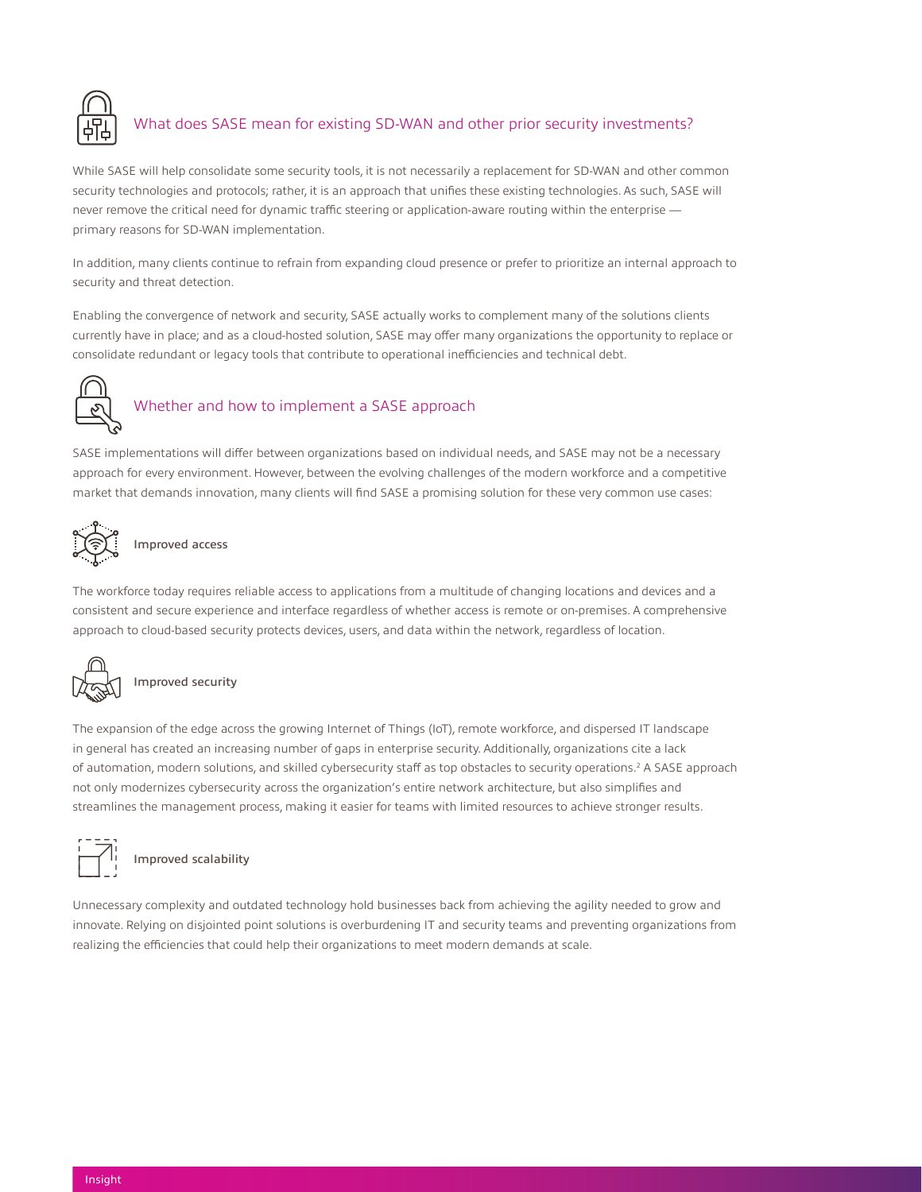## What does SASE mean for existing SD-WAN and other prior security investments?

While SASE will help consolidate some security tools, it is not necessarily a replacement for SD-WAN and other common security technologies and protocols; rather, it is an approach that unifies these existing technologies. As such, SASE will never remove the critical need for dynamic traffic steering or application-aware routing within the enterprise — primary reasons for SD-WAN implementation.

In addition, many clients continue to refrain from expanding cloud presence or prefer to prioritize an internal approach to security and threat detection.

Enabling the convergence of network and security, SASE actually works to complement many of the solutions clients currently have in place; and as a cloud-hosted solution, SASE may offer many organizations the opportunity to replace or consolidate redundant or legacy tools that contribute to operational inefficiencies and technical debt.

## Whether and how to implement a SASE approach

SASE implementations will differ between organizations based on individual needs, and SASE may not be a necessary approach for every environment. However, between the evolving challenges of the modern workforce and a competitive market that demands innovation, many clients will find SASE a promising solution for these very common use cases:

### Improved access

The workforce today requires reliable access to applications from a multitude of changing locations and devices and a consistent and secure experience and interface regardless of whether access is remote or on-premises. A comprehensive approach to cloud-based security protects devices, users, and data within the network, regardless of location.

### Improved security

The expansion of the edge across the growing Internet of Things (IoT), remote workforce, and dispersed IT landscape in general has created an increasing number of gaps in enterprise security. Additionally, organizations cite a lack of automation, modern solutions, and skilled cybersecurity staff as top obstacles to security operations.[2] A SASE approach not only modernizes cybersecurity across the organization's entire network architecture, but also simplifies and streamlines the management process, making it easier for teams with limited resources to achieve stronger results.

### Improved scalability

Unnecessary complexity and outdated technology hold businesses back from achieving the agility needed to grow and innovate. Relying on disjointed point solutions is overburdening IT and security teams and preventing organizations from realizing the efficiencies that could help their organizations to meet modern demands at scale.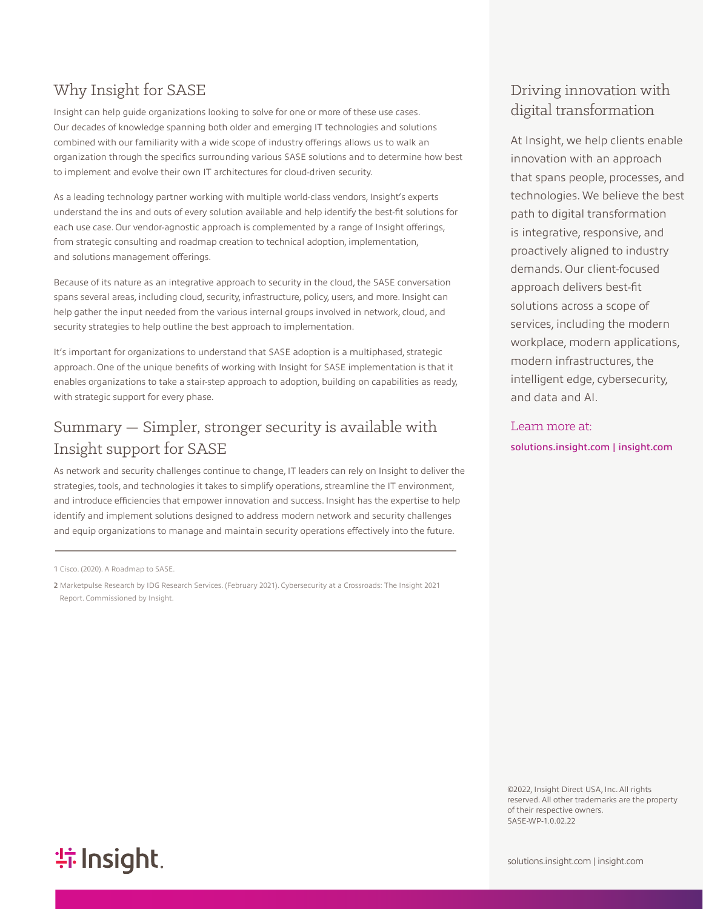## Why Insight for SASE

Insight can help guide organizations looking to solve for one or more of these use cases. Our decades of knowledge spanning both older and emerging IT technologies and solutions combined with our familiarity with a wide scope of industry offerings allows us to walk an organization through the specifics surrounding various SASE solutions and to determine how best to implement and evolve their own IT architectures for cloud-driven security.

As a leading technology partner working with multiple world-class vendors, Insight's experts understand the ins and outs of every solution available and help identify the best-fit solutions for each use case. Our vendor-agnostic approach is complemented by a range of Insight offerings, from strategic consulting and roadmap creation to technical adoption, implementation, and solutions management offerings.

Because of its nature as an integrative approach to security in the cloud, the SASE conversation spans several areas, including cloud, security, infrastructure, policy, users, and more. Insight can help gather the input needed from the various internal groups involved in network, cloud, and security strategies to help outline the best approach to implementation.

It's important for organizations to understand that SASE adoption is a multiphased, strategic approach. One of the unique benefits of working with Insight for SASE implementation is that it enables organizations to take a stair-step approach to adoption, building on capabilities as ready, with strategic support for every phase.

## Summary — Simpler, stronger security is available with Insight support for SASE

As network and security challenges continue to change, IT leaders can rely on Insight to deliver the strategies, tools, and technologies it takes to simplify operations, streamline the IT environment, and introduce efficiencies that empower innovation and success. Insight has the expertise to help identify and implement solutions designed to address modern network and security challenges and equip organizations to manage and maintain security operations effectively into the future.

---

1 Cisco. (2020). A Roadmap to SASE.

2 Marketpulse Research by IDG Research Services. (February 2021). Cybersecurity at a Crossroads: The Insight 2021 Report. Commissioned by Insight.

## Driving innovation with digital transformation

At Insight, we help clients enable innovation with an approach that spans people, processes, and technologies. We believe the best path to digital transformation is integrative, responsive, and proactively aligned to industry demands. Our client-focused approach delivers best-fit solutions across a scope of services, including the modern workplace, modern applications, modern infrastructures, the intelligent edge, cybersecurity, and data and AI.

Learn more at:
solutions.insight.com | insight.com

©2022, Insight Direct USA, Inc. All rights reserved. All other trademarks are the property of their respective owners.
SASE-WP-1.0.02.22

Insight.